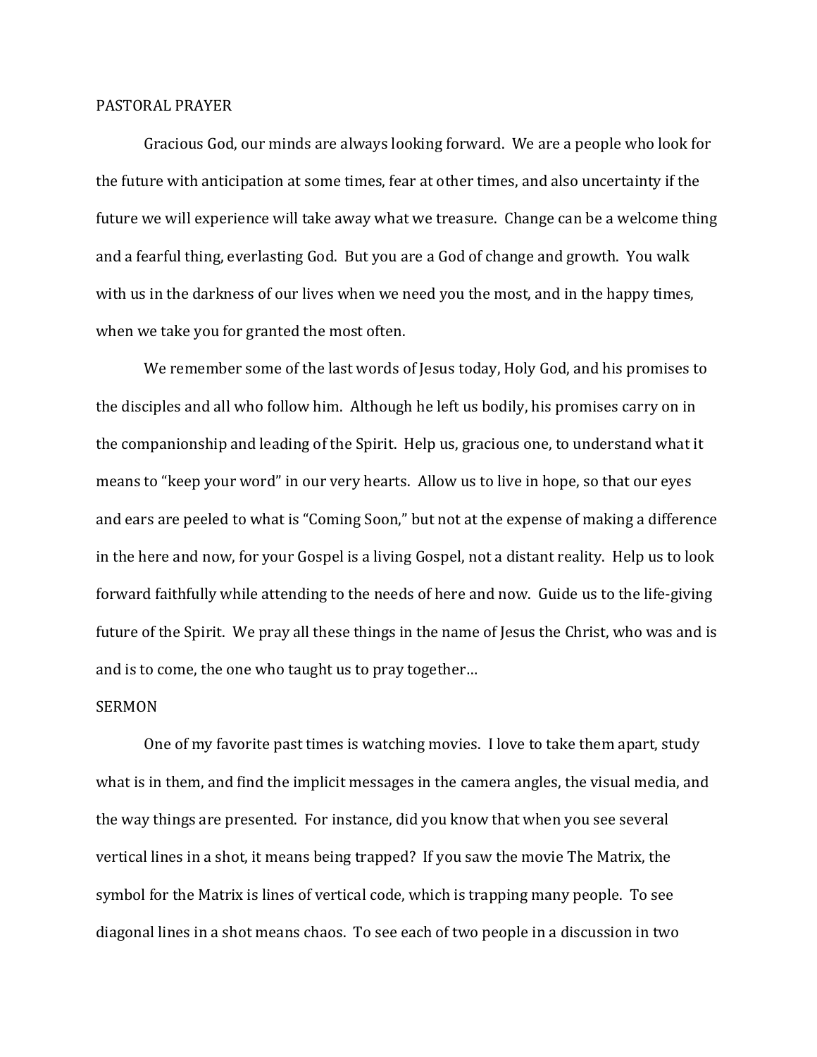PASTORAL PRAYER

Gracious God, our minds are always looking forward. We are a people who look for the future with anticipation at some times, fear at other times, and also uncertainty if the future we will experience will take away what we treasure. Change can be a welcome thing and a fearful thing, everlasting God. But you are a God of change and growth. You walk with us in the darkness of our lives when we need you the most, and in the happy times, when we take you for granted the most often.

We remember some of the last words of Jesus today, Holy God, and his promises to the disciples and all who follow him. Although he left us bodily, his promises carry on in the companionship and leading of the Spirit. Help us, gracious one, to understand what it means to "keep your word" in our very hearts. Allow us to live in hope, so that our eyes and ears are peeled to what is "Coming Soon," but not at the expense of making a difference in the here and now, for your Gospel is a living Gospel, not a distant reality. Help us to look forward faithfully while attending to the needs of here and now. Guide us to the life-giving future of the Spirit. We pray all these things in the name of Jesus the Christ, who was and is and is to come, the one who taught us to pray together…

SERMON

One of my favorite past times is watching movies. I love to take them apart, study what is in them, and find the implicit messages in the camera angles, the visual media, and the way things are presented. For instance, did you know that when you see several vertical lines in a shot, it means being trapped? If you saw the movie The Matrix, the symbol for the Matrix is lines of vertical code, which is trapping many people. To see diagonal lines in a shot means chaos. To see each of two people in a discussion in two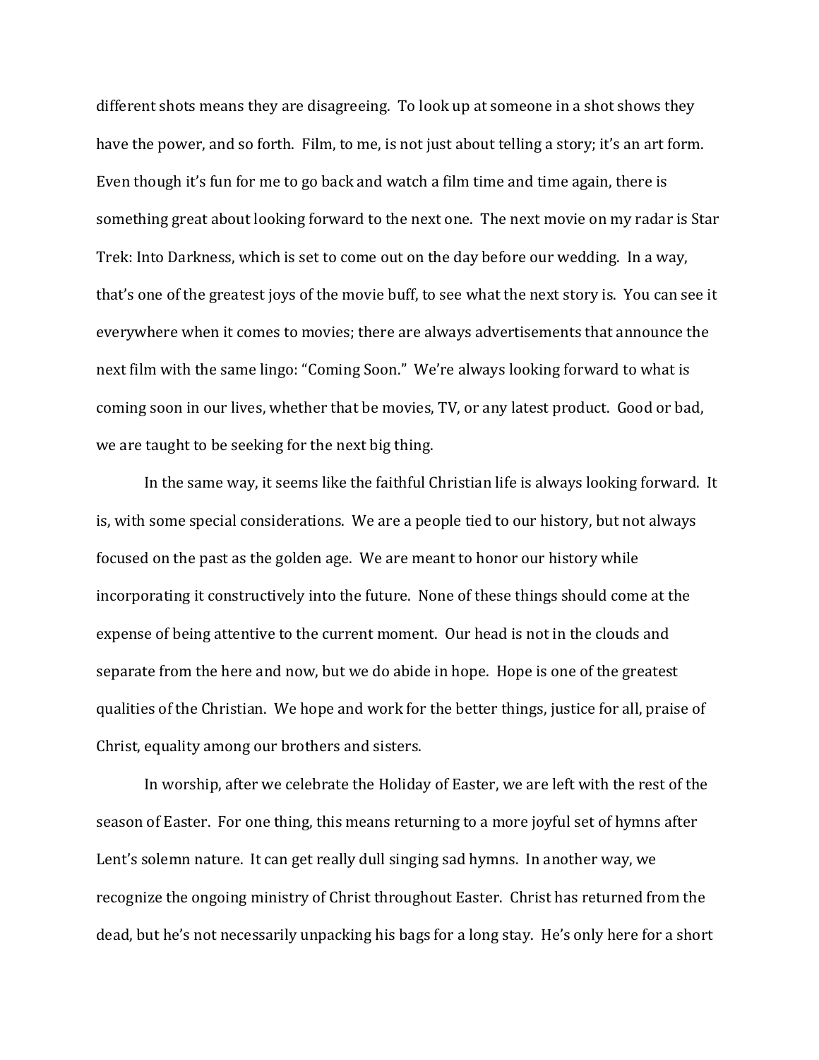different shots means they are disagreeing. To look up at someone in a shot shows they have the power, and so forth. Film, to me, is not just about telling a story; it's an art form. Even though it's fun for me to go back and watch a film time and time again, there is something great about looking forward to the next one. The next movie on my radar is Star Trek: Into Darkness, which is set to come out on the day before our wedding. In a way, that's one of the greatest joys of the movie buff, to see what the next story is. You can see it everywhere when it comes to movies; there are always advertisements that announce the next film with the same lingo: "Coming Soon." We're always looking forward to what is coming soon in our lives, whether that be movies, TV, or any latest product. Good or bad, we are taught to be seeking for the next big thing.

In the same way, it seems like the faithful Christian life is always looking forward. It is, with some special considerations. We are a people tied to our history, but not always focused on the past as the golden age. We are meant to honor our history while incorporating it constructively into the future. None of these things should come at the expense of being attentive to the current moment. Our head is not in the clouds and separate from the here and now, but we do abide in hope. Hope is one of the greatest qualities of the Christian. We hope and work for the better things, justice for all, praise of Christ, equality among our brothers and sisters.

In worship, after we celebrate the Holiday of Easter, we are left with the rest of the season of Easter. For one thing, this means returning to a more joyful set of hymns after Lent's solemn nature. It can get really dull singing sad hymns. In another way, we recognize the ongoing ministry of Christ throughout Easter. Christ has returned from the dead, but he's not necessarily unpacking his bags for a long stay. He's only here for a short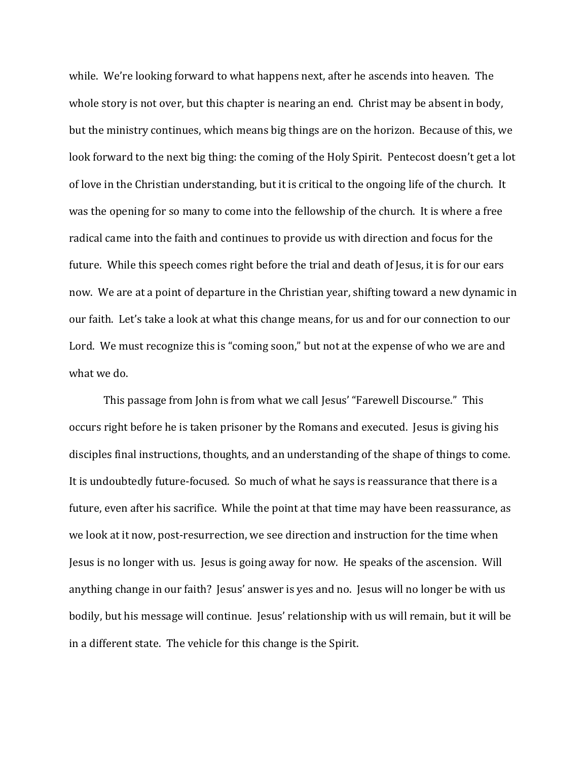while. We're looking forward to what happens next, after he ascends into heaven. The whole story is not over, but this chapter is nearing an end. Christ may be absent in body, but the ministry continues, which means big things are on the horizon. Because of this, we look forward to the next big thing: the coming of the Holy Spirit. Pentecost doesn't get a lot of love in the Christian understanding, but it is critical to the ongoing life of the church. It was the opening for so many to come into the fellowship of the church. It is where a free radical came into the faith and continues to provide us with direction and focus for the future. While this speech comes right before the trial and death of Jesus, it is for our ears now. We are at a point of departure in the Christian year, shifting toward a new dynamic in our faith. Let's take a look at what this change means, for us and for our connection to our Lord. We must recognize this is "coming soon," but not at the expense of who we are and what we do.

This passage from John is from what we call Jesus' "Farewell Discourse." This occurs right before he is taken prisoner by the Romans and executed. Jesus is giving his disciples final instructions, thoughts, and an understanding of the shape of things to come. It is undoubtedly future-focused. So much of what he says is reassurance that there is a future, even after his sacrifice. While the point at that time may have been reassurance, as we look at it now, post-resurrection, we see direction and instruction for the time when Jesus is no longer with us. Jesus is going away for now. He speaks of the ascension. Will anything change in our faith? Jesus' answer is yes and no. Jesus will no longer be with us bodily, but his message will continue. Jesus' relationship with us will remain, but it will be in a different state. The vehicle for this change is the Spirit.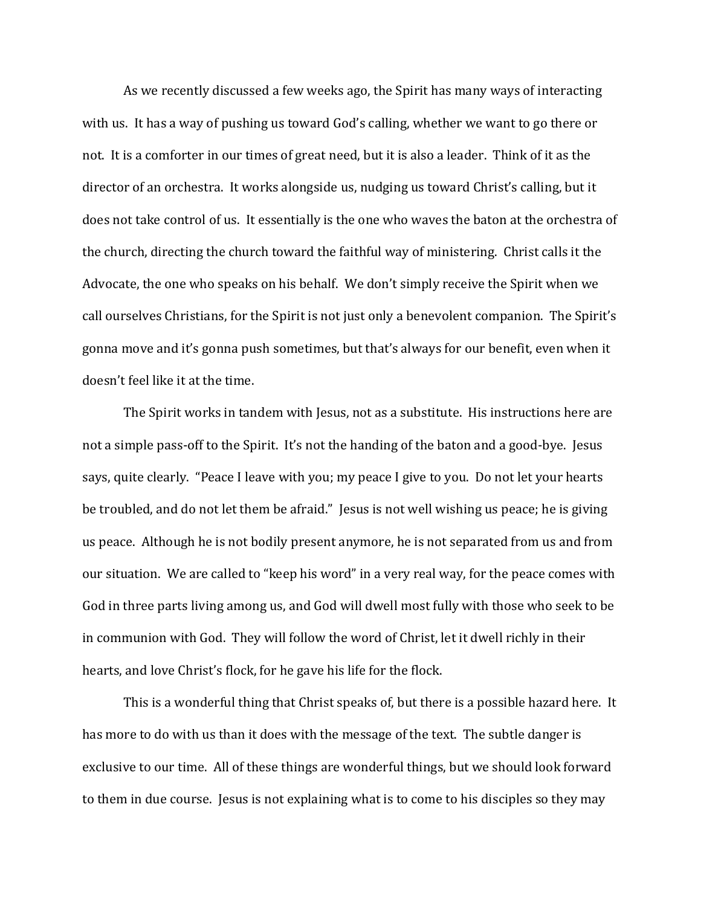As we recently discussed a few weeks ago, the Spirit has many ways of interacting with us. It has a way of pushing us toward God's calling, whether we want to go there or not. It is a comforter in our times of great need, but it is also a leader. Think of it as the director of an orchestra. It works alongside us, nudging us toward Christ's calling, but it does not take control of us. It essentially is the one who waves the baton at the orchestra of the church, directing the church toward the faithful way of ministering. Christ calls it the Advocate, the one who speaks on his behalf. We don't simply receive the Spirit when we call ourselves Christians, for the Spirit is not just only a benevolent companion. The Spirit's gonna move and it's gonna push sometimes, but that's always for our benefit, even when it doesn't feel like it at the time.

The Spirit works in tandem with Jesus, not as a substitute. His instructions here are not a simple pass-off to the Spirit. It's not the handing of the baton and a good-bye. Jesus says, quite clearly. "Peace I leave with you; my peace I give to you. Do not let your hearts be troubled, and do not let them be afraid." Jesus is not well wishing us peace; he is giving us peace. Although he is not bodily present anymore, he is not separated from us and from our situation. We are called to "keep his word" in a very real way, for the peace comes with God in three parts living among us, and God will dwell most fully with those who seek to be in communion with God. They will follow the word of Christ, let it dwell richly in their hearts, and love Christ's flock, for he gave his life for the flock.

This is a wonderful thing that Christ speaks of, but there is a possible hazard here. It has more to do with us than it does with the message of the text. The subtle danger is exclusive to our time. All of these things are wonderful things, but we should look forward to them in due course. Jesus is not explaining what is to come to his disciples so they may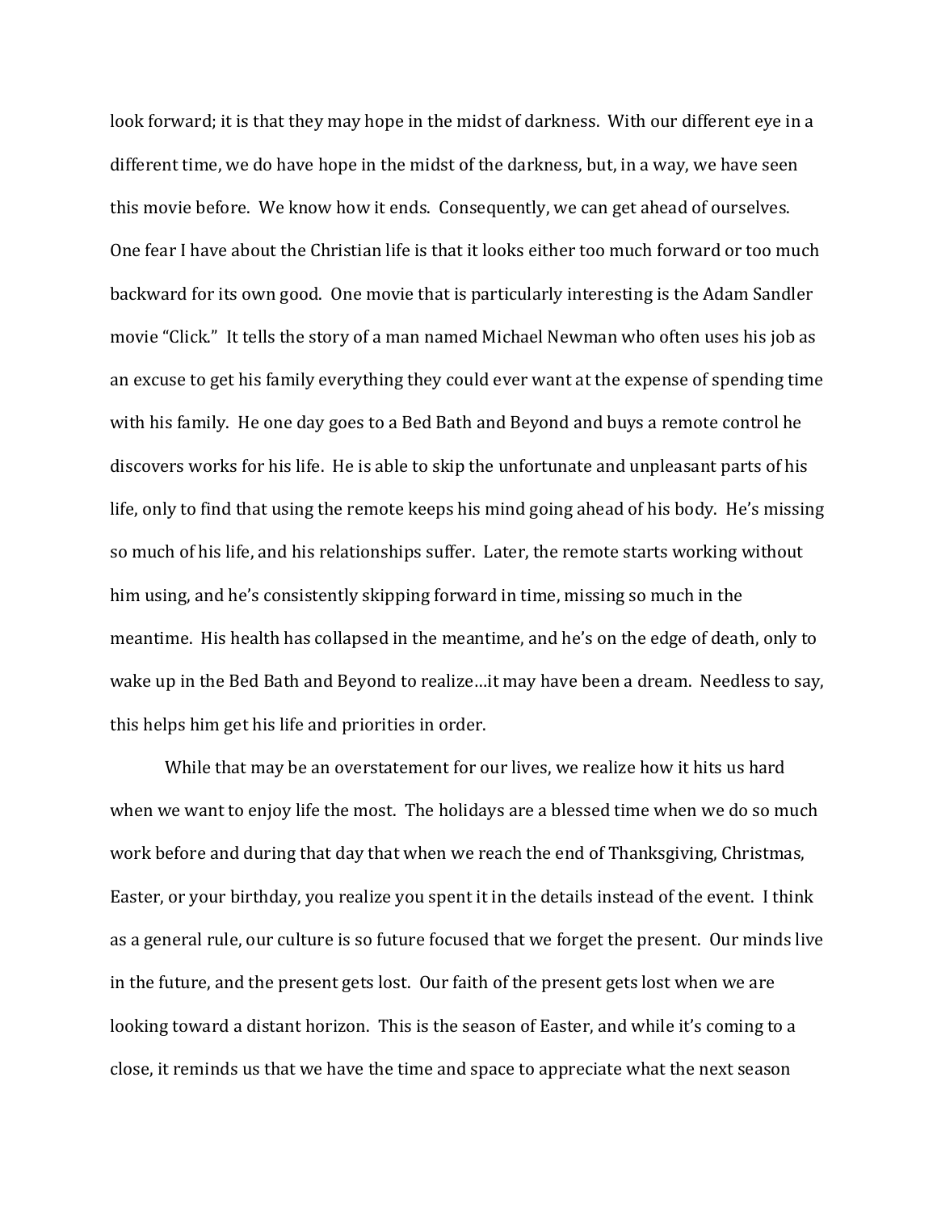look forward; it is that they may hope in the midst of darkness. With our different eye in a different time, we do have hope in the midst of the darkness, but, in a way, we have seen this movie before. We know how it ends. Consequently, we can get ahead of ourselves. One fear I have about the Christian life is that it looks either too much forward or too much backward for its own good. One movie that is particularly interesting is the Adam Sandler movie "Click." It tells the story of a man named Michael Newman who often uses his job as an excuse to get his family everything they could ever want at the expense of spending time with his family. He one day goes to a Bed Bath and Beyond and buys a remote control he discovers works for his life. He is able to skip the unfortunate and unpleasant parts of his life, only to find that using the remote keeps his mind going ahead of his body. He's missing so much of his life, and his relationships suffer. Later, the remote starts working without him using, and he's consistently skipping forward in time, missing so much in the meantime. His health has collapsed in the meantime, and he's on the edge of death, only to wake up in the Bed Bath and Beyond to realize…it may have been a dream. Needless to say, this helps him get his life and priorities in order.

While that may be an overstatement for our lives, we realize how it hits us hard when we want to enjoy life the most. The holidays are a blessed time when we do so much work before and during that day that when we reach the end of Thanksgiving, Christmas, Easter, or your birthday, you realize you spent it in the details instead of the event. I think as a general rule, our culture is so future focused that we forget the present. Our minds live in the future, and the present gets lost. Our faith of the present gets lost when we are looking toward a distant horizon. This is the season of Easter, and while it's coming to a close, it reminds us that we have the time and space to appreciate what the next season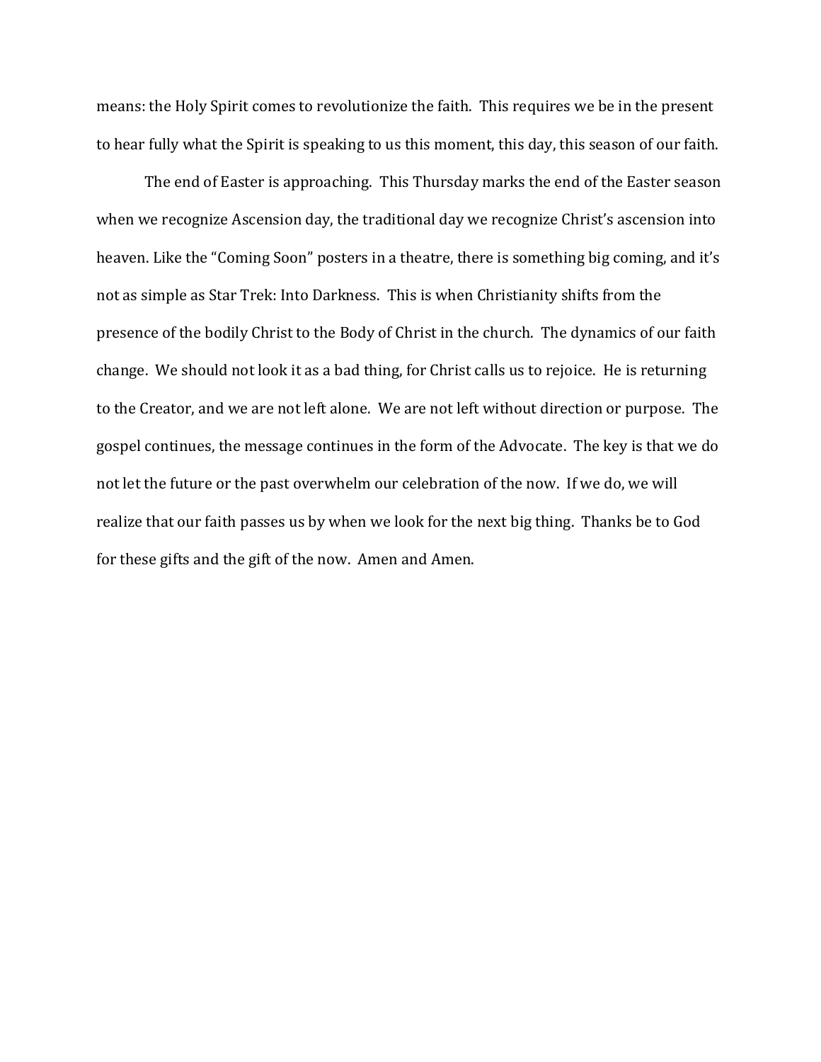means: the Holy Spirit comes to revolutionize the faith. This requires we be in the present to hear fully what the Spirit is speaking to us this moment, this day, this season of our faith.

The end of Easter is approaching. This Thursday marks the end of the Easter season when we recognize Ascension day, the traditional day we recognize Christ's ascension into heaven. Like the "Coming Soon" posters in a theatre, there is something big coming, and it's not as simple as Star Trek: Into Darkness. This is when Christianity shifts from the presence of the bodily Christ to the Body of Christ in the church. The dynamics of our faith change. We should not look it as a bad thing, for Christ calls us to rejoice. He is returning to the Creator, and we are not left alone. We are not left without direction or purpose. The gospel continues, the message continues in the form of the Advocate. The key is that we do not let the future or the past overwhelm our celebration of the now. If we do, we will realize that our faith passes us by when we look for the next big thing. Thanks be to God for these gifts and the gift of the now. Amen and Amen.